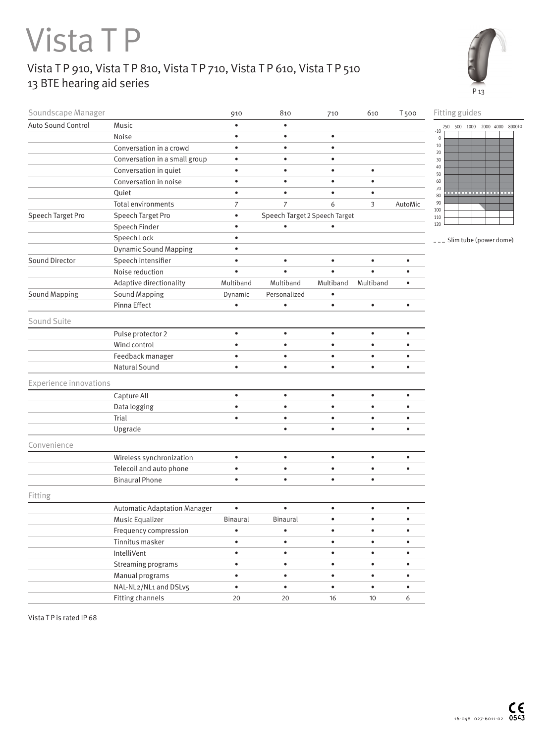# Vista T P

## Vista T P 910, Vista T P 810, Vista T P 710, Vista T P 610, Vista T P 510
## 13 BTE hearing aid series

P 13

| Soundscape Manager | | 910 | 810 | 710 | 610 | T 500 |
|---|---|---|---|---|---|---|
| Auto Sound Control | Music | • | • | | | |
| | Noise | • | • | • | | |
| | Conversation in a crowd | • | • | • | | |
| | Conversation in a small group | • | • | • | | |
| | Conversation in quiet | • | • | • | • | |
| | Conversation in noise | • | • | • | • | |
| | Quiet | • | • | • | • | |
| | Total environments | 7 | 7 | 6 | 3 | AutoMic |
| Speech Target Pro | Speech Target Pro | • | Speech Target 2 | Speech Target | | |
| | Speech Finder | • | • | • | | |
| | Speech Lock | • | | | | |
| | Dynamic Sound Mapping | • | | | | |
| Sound Director | Speech intensifier | • | • | • | • | • |
| | Noise reduction | • | • | • | • | • |
| | Adaptive directionality | Multiband | Multiband | Multiband | Multiband | • |
| Sound Mapping | Sound Mapping | Dynamic | Personalized | • | | |
| | Pinna Effect | • | • | • | • | • |
| **Sound Suite** | | | | | | |
| | Pulse protector 2 | • | • | • | • | • |
| | Wind control | • | • | • | • | • |
| | Feedback manager | • | • | • | • | • |
| | Natural Sound | • | • | • | • | • |
| **Experience innovations** | | | | | | |
| | Capture All | • | • | • | • | • |
| | Data logging | • | • | • | • | • |
| | Trial | • | • | • | • | • |
| | Upgrade | | • | • | • | • |
| **Convenience** | | | | | | |
| | Wireless synchronization | • | • | • | • | • |
| | Telecoil and auto phone | • | • | • | • | • |
| | Binaural Phone | • | • | • | • | |
| **Fitting** | | | | | | |
| | Automatic Adaptation Manager | • | • | • | • | • |
| | Music Equalizer | Binaural | Binaural | • | • | • |
| | Frequency compression | • | • | • | • | • |
| | Tinnitus masker | • | • | • | • | • |
| | IntelliVent | • | • | • | • | • |
| | Streaming programs | • | • | • | • | • |
| | Manual programs | • | • | • | • | • |
| | NAL-NL2/NL1 and DSLv5 | • | • | • | • | • |
| | Fitting channels | 20 | 20 | 16 | 10 | 6 |

Fitting guides

--- Slim tube (power dome)

Vista T P is rated IP 68

16-048 027-6011-02 0543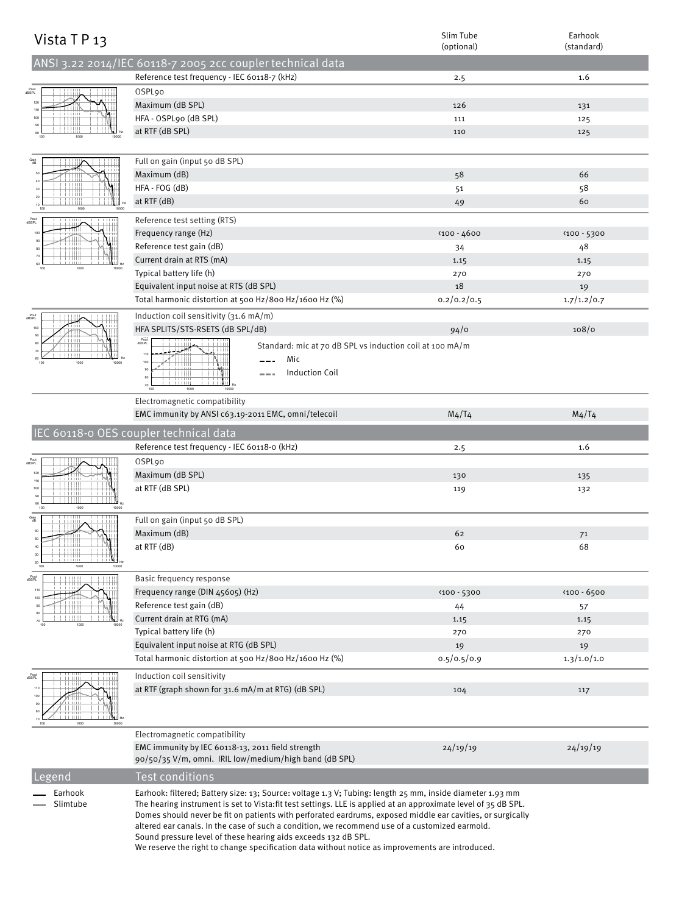# Vista T P 13

## ANSI 3.22 2014/IEC 60118-7 2005 2cc coupler technical data

| | Slim Tube (optional) | Earhook (standard) |
|---|---|---|
| Reference test frequency - IEC 60118-7 (kHz) | 2.5 | 1.6 |
| **OSPL90** | | |
| Maximum (dB SPL) | 126 | 131 |
| HFA - OSPL90 (dB SPL) | 111 | 125 |
| at RTF (dB SPL) | 110 | 125 |
| **Full on gain (input 50 dB SPL)** | | |
| Maximum (dB) | 58 | 66 |
| HFA - FOG (dB) | 51 | 58 |
| at RTF (dB) | 49 | 60 |
| **Reference test setting (RTS)** | | |
| Frequency range (Hz) | <100 - 4600 | <100 - 5300 |
| Reference test gain (dB) | 34 | 48 |
| Current drain at RTS (mA) | 1.15 | 1.15 |
| Typical battery life (h) | 270 | 270 |
| Equivalent input noise at RTS (dB SPL) | 18 | 19 |
| Total harmonic distortion at 500 Hz/800 Hz/1600 Hz (%) | 0.2/0.2/0.5 | 1.7/1.2/0.7 |
| **Induction coil sensitivity (31.6 mA/m)** | | |
| HFA SPLITS/STS-RSETS (dB SPL/dB) | 94/0 | 108/0 |
| **Electromagnetic compatibility** | | |
| EMC immunity by ANSI c63.19-2011 EMC, omni/telecoil | M4/T4 | M4/T4 |

Standard: mic at 70 dB SPL vs induction coil at 100 mA/m

Mic

Induction Coil

## IEC 60118-0 OES coupler technical data

| | Slim Tube (optional) | Earhook (standard) |
|---|---|---|
| Reference test frequency - IEC 60118-0 (kHz) | 2.5 | 1.6 |
| **OSPL90** | | |
| Maximum (dB SPL) | 130 | 135 |
| at RTF (dB SPL) | 119 | 132 |
| **Full on gain (input 50 dB SPL)** | | |
| Maximum (dB) | 62 | 71 |
| at RTF (dB) | 60 | 68 |
| **Basic frequency response** | | |
| Frequency range (DIN 45605) (Hz) | <100 - 5300 | <100 - 6500 |
| Reference test gain (dB) | 44 | 57 |
| Current drain at RTG (mA) | 1.15 | 1.15 |
| Typical battery life (h) | 270 | 270 |
| Equivalent input noise at RTG (dB SPL) | 19 | 19 |
| Total harmonic distortion at 500 Hz/800 Hz/1600 Hz (%) | 0.5/0.5/0.9 | 1.3/1.0/1.0 |
| **Induction coil sensitivity** | | |
| at RTF (graph shown for 31.6 mA/m at RTG) (dB SPL) | 104 | 117 |
| **Electromagnetic compatibility** | | |
| EMC immunity by IEC 60118-13, 2011 field strength 90/50/35 V/m, omni. IRIL low/medium/high band (dB SPL) | 24/19/19 | 24/19/19 |

## Legend

Earhook

Slimtube

## Test conditions

Earhook: filtered; Battery size: 13; Source: voltage 1.3 V; Tubing: length 25 mm, inside diameter 1.93 mm
The hearing instrument is set to Vista:fit test settings. LLE is applied at an approximate level of 35 dB SPL.
Domes should never be fit on patients with perforated eardrums, exposed middle ear cavities, or surgically altered ear canals. In the case of such a condition, we recommend use of a customized earmold.
Sound pressure level of these hearing aids exceeds 132 dB SPL.
We reserve the right to change specification data without notice as improvements are introduced.